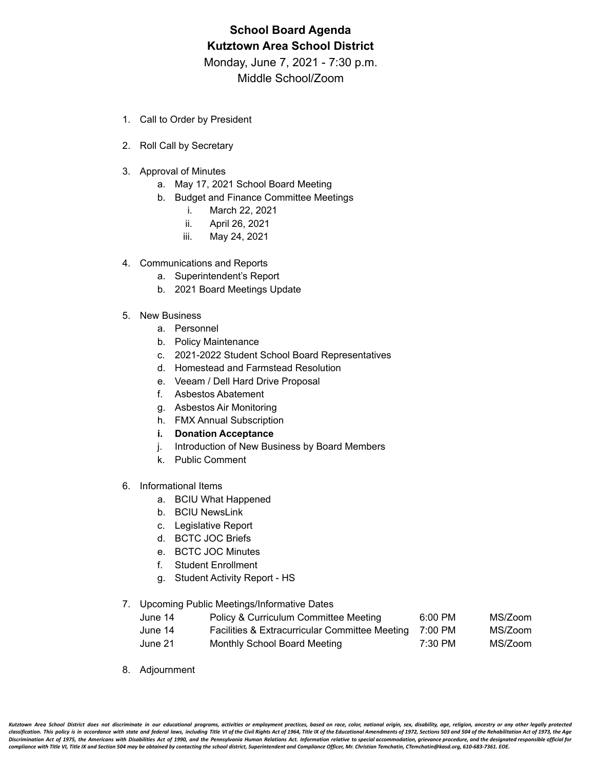# School Board Agenda
# Kutztown Area School District

Monday, June 7, 2021 - 7:30 p.m.
Middle School/Zoom

1. Call to Order by President
2. Roll Call by Secretary
3. Approval of Minutes
    a. May 17, 2021 School Board Meeting
    b. Budget and Finance Committee Meetings
        i. March 22, 2021
        ii. April 26, 2021
        iii. May 24, 2021
4. Communications and Reports
    a. Superintendent's Report
    b. 2021 Board Meetings Update
5. New Business
    a. Personnel
    b. Policy Maintenance
    c. 2021-2022 Student School Board Representatives
    d. Homestead and Farmstead Resolution
    e. Veeam / Dell Hard Drive Proposal
    f. Asbestos Abatement
    g. Asbestos Air Monitoring
    h. FMX Annual Subscription
    **i. Donation Acceptance**
    j. Introduction of New Business by Board Members
    k. Public Comment
6. Informational Items
    a. BCIU What Happened
    b. BCIU NewsLink
    c. Legislative Report
    d. BCTC JOC Briefs
    e. BCTC JOC Minutes
    f. Student Enrollment
    g. Student Activity Report - HS
7. Upcoming Public Meetings/Informative Dates

| | | | |
|---|---|---|---|
| June 14 | Policy & Curriculum Committee Meeting | 6:00 PM | MS/Zoom |
| June 14 | Facilities & Extracurricular Committee Meeting | 7:00 PM | MS/Zoom |
| June 21 | Monthly School Board Meeting | 7:30 PM | MS/Zoom |

8. Adjournment

*Kutztown Area School District does not discriminate in our educational programs, activities or employment practices, based on race, color, national origin, sex, disability, age, religion, ancestry or any other legally protected classification. This policy is in accordance with state and federal laws, including Title VI of the Civil Rights Act of 1964, Title IX of the Educational Amendments of 1972, Sections 503 and 504 of the Rehabilitation Act of 1973, the Age Discrimination Act of 1975, the Americans with Disabilities Act of 1990, and the Pennsylvania Human Relations Act. Information relative to special accommodation, grievance procedure, and the designated responsible official for compliance with Title VI, Title IX and Section 504 may be obtained by contacting the school district, Superintendent and Compliance Officer, Mr. Christian Temchatin, CTemchatin@kasd.org, 610-683-7361. EOE.*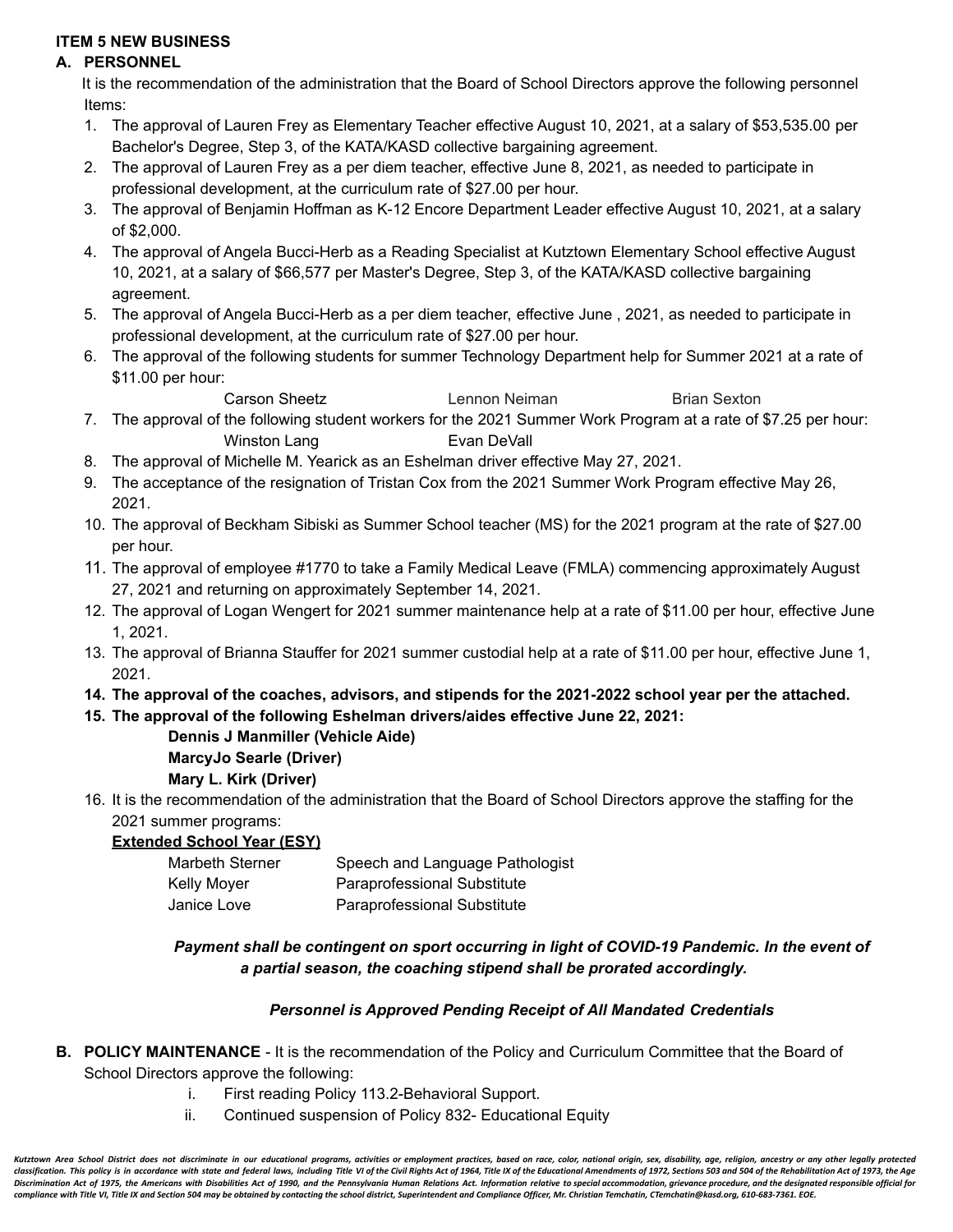**ITEM 5 NEW BUSINESS**

**A. PERSONNEL**

It is the recommendation of the administration that the Board of School Directors approve the following personnel Items:

1. The approval of Lauren Frey as Elementary Teacher effective August 10, 2021, at a salary of $53,535.00 per Bachelor's Degree, Step 3, of the KATA/KASD collective bargaining agreement.
2. The approval of Lauren Frey as a per diem teacher, effective June 8, 2021, as needed to participate in professional development, at the curriculum rate of $27.00 per hour.
3. The approval of Benjamin Hoffman as K-12 Encore Department Leader effective August 10, 2021, at a salary of $2,000.
4. The approval of Angela Bucci-Herb as a Reading Specialist at Kutztown Elementary School effective August 10, 2021, at a salary of $66,577 per Master's Degree, Step 3, of the KATA/KASD collective bargaining agreement.
5. The approval of Angela Bucci-Herb as a per diem teacher, effective June , 2021, as needed to participate in professional development, at the curriculum rate of $27.00 per hour.
6. The approval of the following students for summer Technology Department help for Summer 2021 at a rate of $11.00 per hour:

   Carson Sheetz    Lennon Neiman    Brian Sexton
7. The approval of the following student workers for the 2021 Summer Work Program at a rate of $7.25 per hour:

   Winston Lang    Evan DeVall
8. The approval of Michelle M. Yearick as an Eshelman driver effective May 27, 2021.
9. The acceptance of the resignation of Tristan Cox from the 2021 Summer Work Program effective May 26, 2021.
10. The approval of Beckham Sibiski as Summer School teacher (MS) for the 2021 program at the rate of $27.00 per hour.
11. The approval of employee #1770 to take a Family Medical Leave (FMLA) commencing approximately August 27, 2021 and returning on approximately September 14, 2021.
12. The approval of Logan Wengert for 2021 summer maintenance help at a rate of $11.00 per hour, effective June 1, 2021.
13. The approval of Brianna Stauffer for 2021 summer custodial help at a rate of $11.00 per hour, effective June 1, 2021.
14. **The approval of the coaches, advisors, and stipends for the 2021-2022 school year per the attached.**
15. **The approval of the following Eshelman drivers/aides effective June 22, 2021:**

    **Dennis J Manmiller (Vehicle Aide)**
    **MarcyJo Searle (Driver)**
    **Mary L. Kirk (Driver)**
16. It is the recommendation of the administration that the Board of School Directors approve the staffing for the 2021 summer programs:

    **Extended School Year (ESY)**

| | |
|---|---|
| Marbeth Sterner | Speech and Language Pathologist |
| Kelly Moyer | Paraprofessional Substitute |
| Janice Love | Paraprofessional Substitute |

***Payment shall be contingent on sport occurring in light of COVID-19 Pandemic. In the event of a partial season, the coaching stipend shall be prorated accordingly.***

***Personnel is Approved Pending Receipt of All Mandated Credentials***

**B. POLICY MAINTENANCE** - It is the recommendation of the Policy and Curriculum Committee that the Board of School Directors approve the following:

i. First reading Policy 113.2-Behavioral Support.
ii. Continued suspension of Policy 832- Educational Equity

*Kutztown Area School District does not discriminate in our educational programs, activities or employment practices, based on race, color, national origin, sex, disability, age, religion, ancestry or any other legally protected classification. This policy is in accordance with state and federal laws, including Title VI of the Civil Rights Act of 1964, Title IX of the Educational Amendments of 1972, Sections 503 and 504 of the Rehabilitation Act of 1973, the Age Discrimination Act of 1975, the Americans with Disabilities Act of 1990, and the Pennsylvania Human Relations Act. Information relative to special accommodation, grievance procedure, and the designated responsible official for compliance with Title VI, Title IX and Section 504 may be obtained by contacting the school district, Superintendent and Compliance Officer, Mr. Christian Temchatin, CTemchatin@kasd.org, 610-683-7361. EOE.*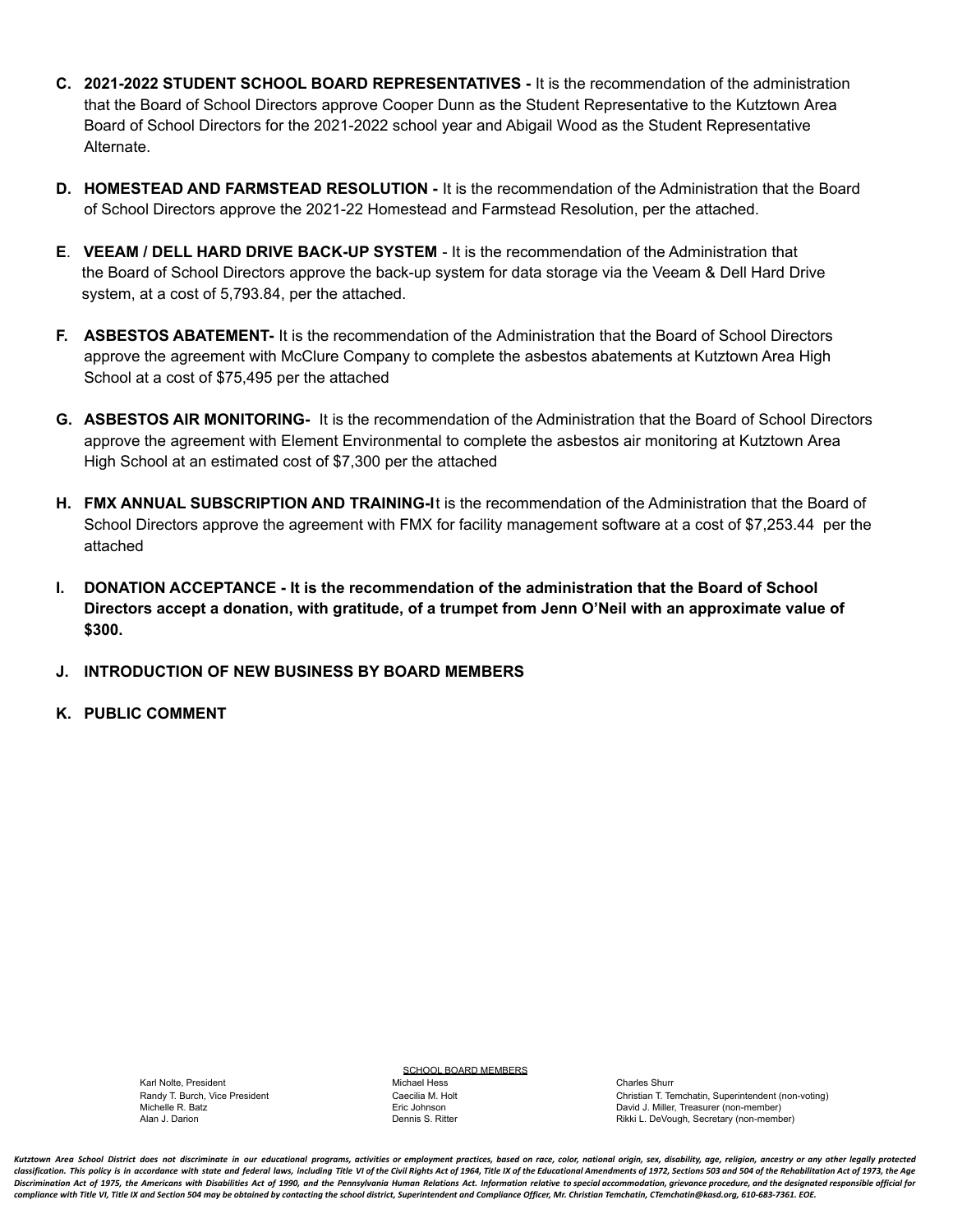C. **2021-2022 STUDENT SCHOOL BOARD REPRESENTATIVES -** It is the recommendation of the administration that the Board of School Directors approve Cooper Dunn as the Student Representative to the Kutztown Area Board of School Directors for the 2021-2022 school year and Abigail Wood as the Student Representative Alternate.

D. **HOMESTEAD AND FARMSTEAD RESOLUTION -** It is the recommendation of the Administration that the Board of School Directors approve the 2021-22 Homestead and Farmstead Resolution, per the attached.

E. **VEEAM / DELL HARD DRIVE BACK-UP SYSTEM** - It is the recommendation of the Administration that the Board of School Directors approve the back-up system for data storage via the Veeam & Dell Hard Drive system, at a cost of 5,793.84, per the attached.

F. **ASBESTOS ABATEMENT-** It is the recommendation of the Administration that the Board of School Directors approve the agreement with McClure Company to complete the asbestos abatements at Kutztown Area High School at a cost of $75,495 per the attached

G. **ASBESTOS AIR MONITORING-** It is the recommendation of the Administration that the Board of School Directors approve the agreement with Element Environmental to complete the asbestos air monitoring at Kutztown Area High School at an estimated cost of $7,300 per the attached

H. **FMX ANNUAL SUBSCRIPTION AND TRAINING-I**t is the recommendation of the Administration that the Board of School Directors approve the agreement with FMX for facility management software at a cost of $7,253.44 per the attached

I. **DONATION ACCEPTANCE - It is the recommendation of the administration that the Board of School Directors accept a donation, with gratitude, of a trumpet from Jenn O'Neil with an approximate value of $300.**

J. **INTRODUCTION OF NEW BUSINESS BY BOARD MEMBERS**

K. **PUBLIC COMMENT**

SCHOOL BOARD MEMBERS

| | | |
|---|---|---|
| Karl Nolte, President | Michael Hess | Charles Shurr |
| Randy T. Burch, Vice President | Caecilia M. Holt | Christian T. Temchatin, Superintendent (non-voting) |
| Michelle R. Batz | Eric Johnson | David J. Miller, Treasurer (non-member) |
| Alan J. Darion | Dennis S. Ritter | Rikki L. DeVough, Secretary (non-member) |

*Kutztown Area School District does not discriminate in our educational programs, activities or employment practices, based on race, color, national origin, sex, disability, age, religion, ancestry or any other legally protected classification. This policy is in accordance with state and federal laws, including Title VI of the Civil Rights Act of 1964, Title IX of the Educational Amendments of 1972, Sections 503 and 504 of the Rehabilitation Act of 1973, the Age Discrimination Act of 1975, the Americans with Disabilities Act of 1990, and the Pennsylvania Human Relations Act. Information relative to special accommodation, grievance procedure, and the designated responsible official for compliance with Title VI, Title IX and Section 504 may be obtained by contacting the school district, Superintendent and Compliance Officer, Mr. Christian Temchatin, CTemchatin@kasd.org, 610-683-7361. EOE.*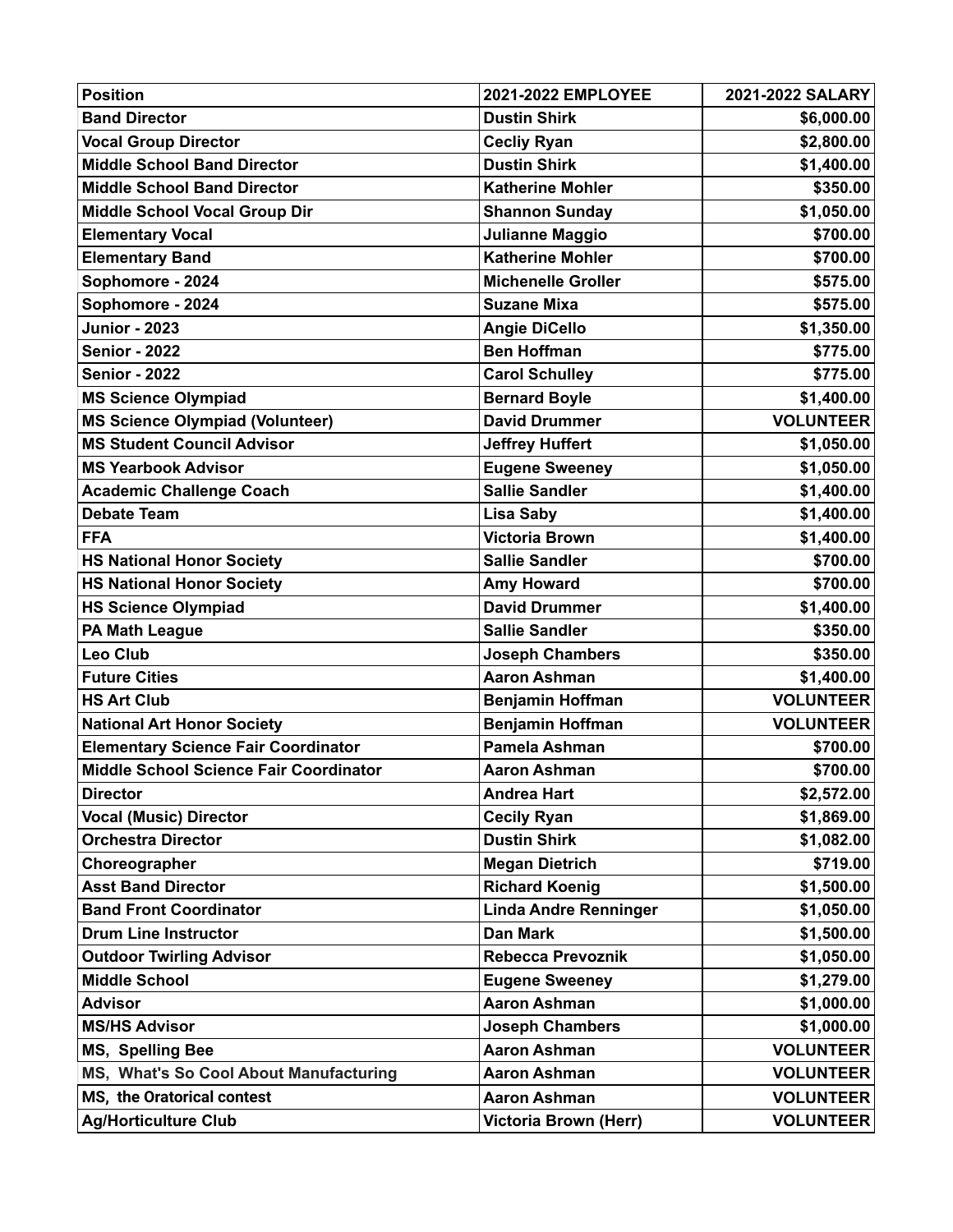| Position | 2021-2022 EMPLOYEE | 2021-2022 SALARY |
|---|---|---|
| Band Director | Dustin Shirk | $6,000.00 |
| Vocal Group Director | Cecliy Ryan | $2,800.00 |
| Middle School Band Director | Dustin Shirk | $1,400.00 |
| Middle School Band Director | Katherine Mohler | $350.00 |
| Middle School Vocal Group Dir | Shannon Sunday | $1,050.00 |
| Elementary Vocal | Julianne Maggio | $700.00 |
| Elementary Band | Katherine Mohler | $700.00 |
| Sophomore - 2024 | Michenelle Groller | $575.00 |
| Sophomore - 2024 | Suzane Mixa | $575.00 |
| Junior - 2023 | Angie DiCello | $1,350.00 |
| Senior - 2022 | Ben Hoffman | $775.00 |
| Senior - 2022 | Carol Schulley | $775.00 |
| MS Science Olympiad | Bernard Boyle | $1,400.00 |
| MS Science Olympiad (Volunteer) | David Drummer | VOLUNTEER |
| MS Student Council Advisor | Jeffrey Huffert | $1,050.00 |
| MS Yearbook Advisor | Eugene Sweeney | $1,050.00 |
| Academic Challenge Coach | Sallie Sandler | $1,400.00 |
| Debate Team | Lisa Saby | $1,400.00 |
| FFA | Victoria Brown | $1,400.00 |
| HS National Honor Society | Sallie Sandler | $700.00 |
| HS National Honor Society | Amy Howard | $700.00 |
| HS Science Olympiad | David Drummer | $1,400.00 |
| PA Math League | Sallie Sandler | $350.00 |
| Leo Club | Joseph Chambers | $350.00 |
| Future Cities | Aaron Ashman | $1,400.00 |
| HS Art Club | Benjamin Hoffman | VOLUNTEER |
| National Art Honor Society | Benjamin Hoffman | VOLUNTEER |
| Elementary Science Fair Coordinator | Pamela Ashman | $700.00 |
| Middle School Science Fair Coordinator | Aaron Ashman | $700.00 |
| Director | Andrea Hart | $2,572.00 |
| Vocal (Music) Director | Cecily Ryan | $1,869.00 |
| Orchestra Director | Dustin Shirk | $1,082.00 |
| Choreographer | Megan Dietrich | $719.00 |
| Asst Band Director | Richard Koenig | $1,500.00 |
| Band Front Coordinator | Linda Andre Renninger | $1,050.00 |
| Drum Line Instructor | Dan Mark | $1,500.00 |
| Outdoor Twirling Advisor | Rebecca Prevoznik | $1,050.00 |
| Middle School | Eugene Sweeney | $1,279.00 |
| Advisor | Aaron Ashman | $1,000.00 |
| MS/HS Advisor | Joseph Chambers | $1,000.00 |
| MS, Spelling Bee | Aaron Ashman | VOLUNTEER |
| MS, What's So Cool About Manufacturing | Aaron Ashman | VOLUNTEER |
| MS, the Oratorical contest | Aaron Ashman | VOLUNTEER |
| Ag/Horticulture Club | Victoria Brown (Herr) | VOLUNTEER |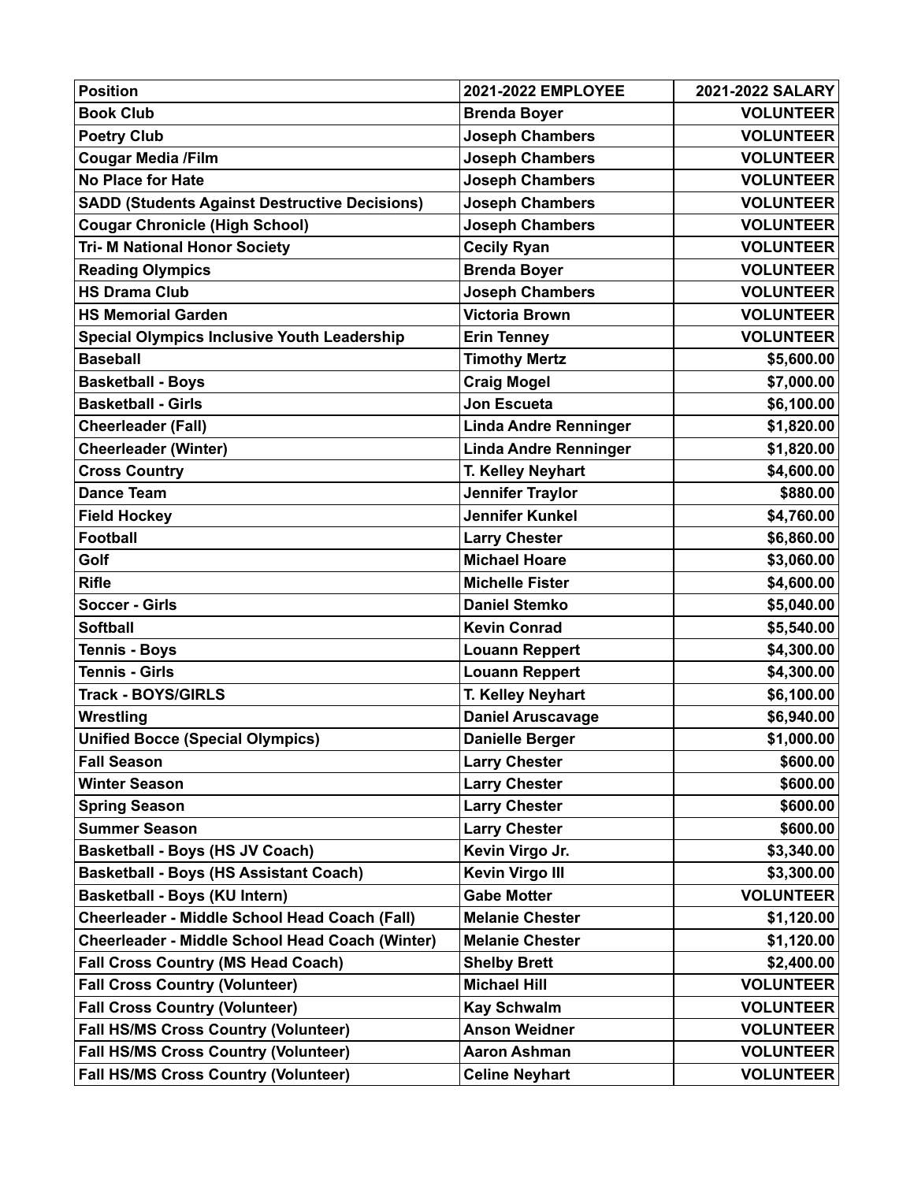| Position | 2021-2022 EMPLOYEE | 2021-2022 SALARY |
|---|---|---|
| Book Club | Brenda Boyer | VOLUNTEER |
| Poetry Club | Joseph Chambers | VOLUNTEER |
| Cougar Media /Film | Joseph Chambers | VOLUNTEER |
| No Place for Hate | Joseph Chambers | VOLUNTEER |
| SADD (Students Against Destructive Decisions) | Joseph Chambers | VOLUNTEER |
| Cougar Chronicle (High School) | Joseph Chambers | VOLUNTEER |
| Tri- M National Honor Society | Cecily Ryan | VOLUNTEER |
| Reading Olympics | Brenda Boyer | VOLUNTEER |
| HS Drama Club | Joseph Chambers | VOLUNTEER |
| HS Memorial Garden | Victoria Brown | VOLUNTEER |
| Special Olympics Inclusive Youth Leadership | Erin Tenney | VOLUNTEER |
| Baseball | Timothy Mertz | $5,600.00 |
| Basketball - Boys | Craig Mogel | $7,000.00 |
| Basketball - Girls | Jon Escueta | $6,100.00 |
| Cheerleader (Fall) | Linda Andre Renninger | $1,820.00 |
| Cheerleader (Winter) | Linda Andre Renninger | $1,820.00 |
| Cross Country | T. Kelley Neyhart | $4,600.00 |
| Dance Team | Jennifer Traylor | $880.00 |
| Field Hockey | Jennifer Kunkel | $4,760.00 |
| Football | Larry Chester | $6,860.00 |
| Golf | Michael Hoare | $3,060.00 |
| Rifle | Michelle Fister | $4,600.00 |
| Soccer - Girls | Daniel Stemko | $5,040.00 |
| Softball | Kevin Conrad | $5,540.00 |
| Tennis - Boys | Louann Reppert | $4,300.00 |
| Tennis - Girls | Louann Reppert | $4,300.00 |
| Track - BOYS/GIRLS | T. Kelley Neyhart | $6,100.00 |
| Wrestling | Daniel Aruscavage | $6,940.00 |
| Unified Bocce (Special Olympics) | Danielle Berger | $1,000.00 |
| Fall Season | Larry Chester | $600.00 |
| Winter Season | Larry Chester | $600.00 |
| Spring Season | Larry Chester | $600.00 |
| Summer Season | Larry Chester | $600.00 |
| Basketball - Boys (HS JV Coach) | Kevin Virgo Jr. | $3,340.00 |
| Basketball - Boys (HS Assistant Coach) | Kevin Virgo III | $3,300.00 |
| Basketball - Boys (KU Intern) | Gabe Motter | VOLUNTEER |
| Cheerleader - Middle School Head Coach (Fall) | Melanie Chester | $1,120.00 |
| Cheerleader - Middle School Head Coach (Winter) | Melanie Chester | $1,120.00 |
| Fall Cross Country (MS Head Coach) | Shelby Brett | $2,400.00 |
| Fall Cross Country (Volunteer) | Michael Hill | VOLUNTEER |
| Fall Cross Country (Volunteer) | Kay Schwalm | VOLUNTEER |
| Fall HS/MS Cross Country (Volunteer) | Anson Weidner | VOLUNTEER |
| Fall HS/MS Cross Country (Volunteer) | Aaron Ashman | VOLUNTEER |
| Fall HS/MS Cross Country (Volunteer) | Celine Neyhart | VOLUNTEER |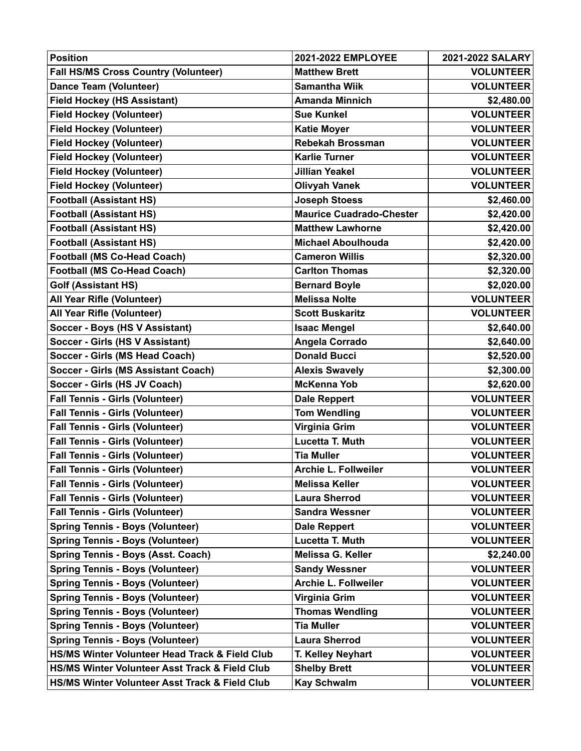| Position | 2021-2022 EMPLOYEE | 2021-2022 SALARY |
|---|---|---|
| Fall HS/MS Cross Country (Volunteer) | Matthew Brett | VOLUNTEER |
| Dance Team (Volunteer) | Samantha Wiik | VOLUNTEER |
| Field Hockey (HS Assistant) | Amanda Minnich | $2,480.00 |
| Field Hockey (Volunteer) | Sue Kunkel | VOLUNTEER |
| Field Hockey (Volunteer) | Katie Moyer | VOLUNTEER |
| Field Hockey (Volunteer) | Rebekah Brossman | VOLUNTEER |
| Field Hockey (Volunteer) | Karlie Turner | VOLUNTEER |
| Field Hockey (Volunteer) | Jillian Yeakel | VOLUNTEER |
| Field Hockey (Volunteer) | Olivyah Vanek | VOLUNTEER |
| Football (Assistant HS) | Joseph Stoess | $2,460.00 |
| Football (Assistant HS) | Maurice Cuadrado-Chester | $2,420.00 |
| Football (Assistant HS) | Matthew Lawhorne | $2,420.00 |
| Football (Assistant HS) | Michael Aboulhouda | $2,420.00 |
| Football (MS Co-Head Coach) | Cameron Willis | $2,320.00 |
| Football (MS Co-Head Coach) | Carlton Thomas | $2,320.00 |
| Golf (Assistant HS) | Bernard Boyle | $2,020.00 |
| All Year Rifle (Volunteer) | Melissa Nolte | VOLUNTEER |
| All Year Rifle (Volunteer) | Scott Buskaritz | VOLUNTEER |
| Soccer - Boys (HS V Assistant) | Isaac Mengel | $2,640.00 |
| Soccer - Girls (HS V Assistant) | Angela Corrado | $2,640.00 |
| Soccer - Girls (MS Head Coach) | Donald Bucci | $2,520.00 |
| Soccer - Girls (MS Assistant Coach) | Alexis Swavely | $2,300.00 |
| Soccer - Girls (HS JV Coach) | McKenna Yob | $2,620.00 |
| Fall Tennis - Girls (Volunteer) | Dale Reppert | VOLUNTEER |
| Fall Tennis - Girls (Volunteer) | Tom Wendling | VOLUNTEER |
| Fall Tennis - Girls (Volunteer) | Virginia Grim | VOLUNTEER |
| Fall Tennis - Girls (Volunteer) | Lucetta T. Muth | VOLUNTEER |
| Fall Tennis - Girls (Volunteer) | Tia Muller | VOLUNTEER |
| Fall Tennis - Girls (Volunteer) | Archie L. Follweiler | VOLUNTEER |
| Fall Tennis - Girls (Volunteer) | Melissa Keller | VOLUNTEER |
| Fall Tennis - Girls (Volunteer) | Laura Sherrod | VOLUNTEER |
| Fall Tennis - Girls (Volunteer) | Sandra Wessner | VOLUNTEER |
| Spring Tennis - Boys (Volunteer) | Dale Reppert | VOLUNTEER |
| Spring Tennis - Boys (Volunteer) | Lucetta T. Muth | VOLUNTEER |
| Spring Tennis - Boys (Asst. Coach) | Melissa G. Keller | $2,240.00 |
| Spring Tennis - Boys (Volunteer) | Sandy Wessner | VOLUNTEER |
| Spring Tennis - Boys (Volunteer) | Archie L. Follweiler | VOLUNTEER |
| Spring Tennis - Boys (Volunteer) | Virginia Grim | VOLUNTEER |
| Spring Tennis - Boys (Volunteer) | Thomas Wendling | VOLUNTEER |
| Spring Tennis - Boys (Volunteer) | Tia Muller | VOLUNTEER |
| Spring Tennis - Boys (Volunteer) | Laura Sherrod | VOLUNTEER |
| HS/MS Winter Volunteer Head Track & Field Club | T. Kelley Neyhart | VOLUNTEER |
| HS/MS Winter Volunteer Asst Track & Field Club | Shelby Brett | VOLUNTEER |
| HS/MS Winter Volunteer Asst Track & Field Club | Kay Schwalm | VOLUNTEER |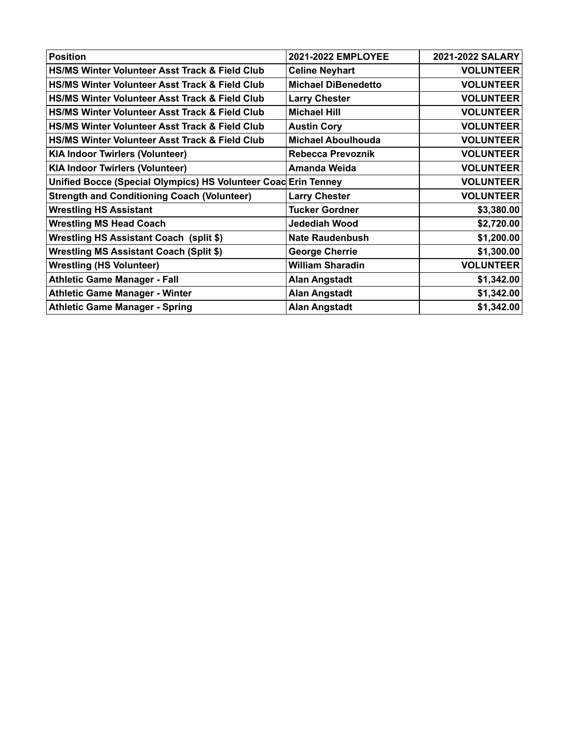| Position | 2021-2022 EMPLOYEE | 2021-2022 SALARY |
|---|---|---|
| HS/MS Winter Volunteer Asst Track & Field Club | Celine Neyhart | VOLUNTEER |
| HS/MS Winter Volunteer Asst Track & Field Club | Michael DiBenedetto | VOLUNTEER |
| HS/MS Winter Volunteer Asst Track & Field Club | Larry Chester | VOLUNTEER |
| HS/MS Winter Volunteer Asst Track & Field Club | Michael Hill | VOLUNTEER |
| HS/MS Winter Volunteer Asst Track & Field Club | Austin Cory | VOLUNTEER |
| HS/MS Winter Volunteer Asst Track & Field Club | Michael Aboulhouda | VOLUNTEER |
| KIA Indoor Twirlers (Volunteer) | Rebecca Prevoznik | VOLUNTEER |
| KIA Indoor Twirlers (Volunteer) | Amanda Weida | VOLUNTEER |
| Unified Bocce (Special Olympics) HS Volunteer Coac | Erin Tenney | VOLUNTEER |
| Strength and Conditioning Coach (Volunteer) | Larry Chester | VOLUNTEER |
| Wrestling HS Assistant | Tucker Gordner | $3,380.00 |
| Wrestling MS Head Coach | Jedediah Wood | $2,720.00 |
| Wrestling HS Assistant Coach (split $) | Nate Raudenbush | $1,200.00 |
| Wrestling MS Assistant Coach (Split $) | George Cherrie | $1,300.00 |
| Wrestling (HS Volunteer) | William Sharadin | VOLUNTEER |
| Athletic Game Manager - Fall | Alan Angstadt | $1,342.00 |
| Athletic Game Manager - Winter | Alan Angstadt | $1,342.00 |
| Athletic Game Manager - Spring | Alan Angstadt | $1,342.00 |